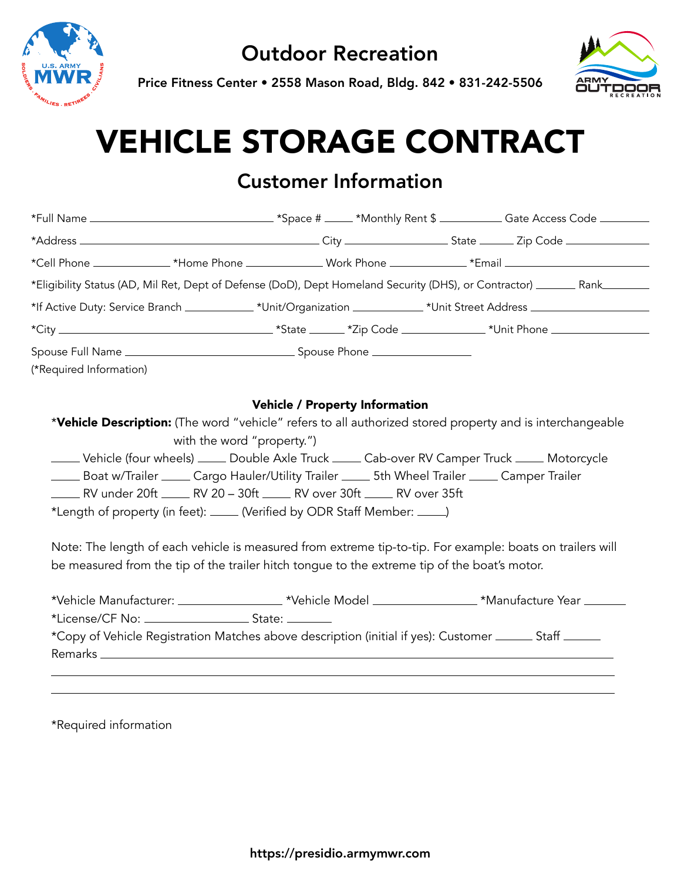# Outdoor Recreation

**Price Fitness Center • 2558 Mason Road, Bldg. 842 • 831-242-5506**

# VEHICLE STORAGE CONTRACT

## Customer Information

*Full Name ______________________ *Space # ____ *Monthly Rent $ ________ Gate Access Code ________

*Address ______________________________ City ______________ State _____ Zip Code ____________

*Cell Phone ___________ *Home Phone ___________ Work Phone ___________ *Email ____________________

*Eligibility Status (AD, Mil Ret, Dept of Defense (DoD), Dept Homeland Security (DHS), or Contractor) ______ Rank________

*If Active Duty: Service Branch __________ *Unit/Organization __________ *Unit Street Address __________________

*City ______________________________ *State _____ *Zip Code ____________ *Unit Phone ______________

Spouse Full Name ______________________ Spouse Phone ______________

(*Required Information)

**Vehicle / Property Information**

***Vehicle Description:** (The word "vehicle" refers to all authorized stored property and is interchangeable with the word "property.")

____ Vehicle (four wheels) ____ Double Axle Truck ____ Cab-over RV Camper Truck ____ Motorcycle

____ Boat w/Trailer ____ Cargo Hauler/Utility Trailer ____ 5th Wheel Trailer ____ Camper Trailer

____ RV under 20ft ____ RV 20 – 30ft ____ RV over 30ft ____ RV over 35ft

*Length of property (in feet): ____ (Verified by ODR Staff Member: ____)

Note: The length of each vehicle is measured from extreme tip-to-tip. For example: boats on trailers will be measured from the tip of the trailer hitch tongue to the extreme tip of the boat's motor.

*Vehicle Manufacturer: ______________ *Vehicle Model ______________ *Manufacture Year ______

*License/CF No: ______________ State: ______

*Copy of Vehicle Registration Matches above description (initial if yes): Customer _____ Staff _____

Remarks ______________________________________________________________

______________________________________________________________

______________________________________________________________

*Required information

https://presidio.armymwr.com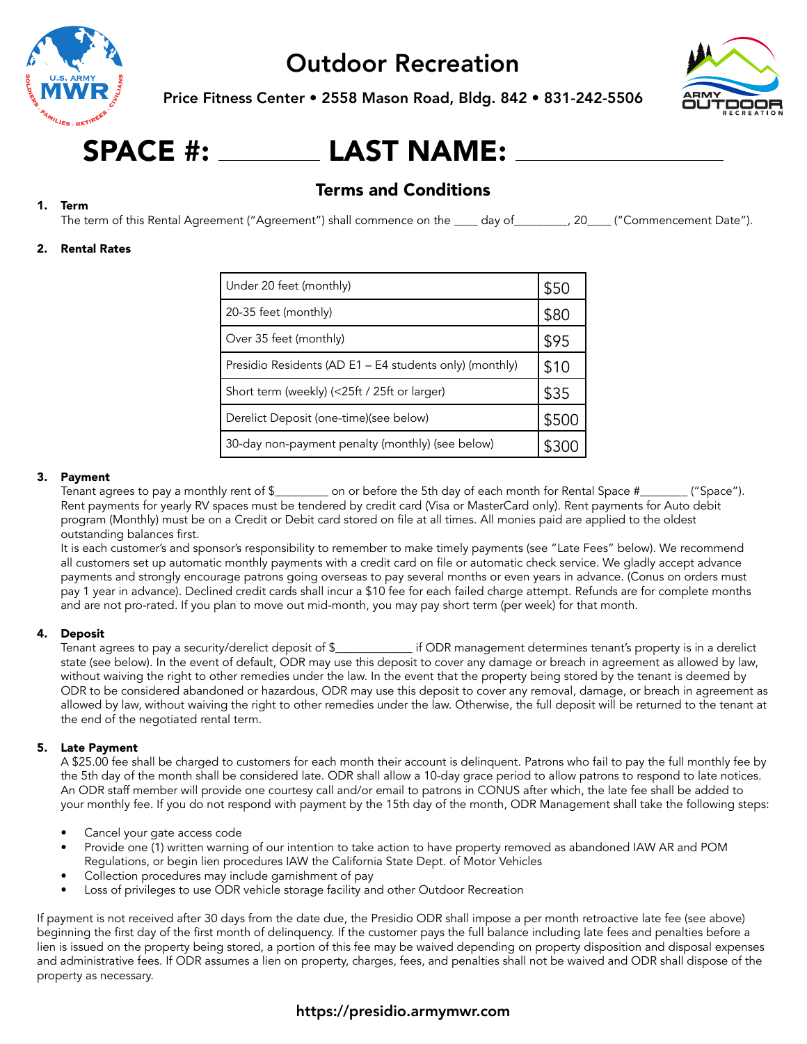# Outdoor Recreation

**Price Fitness Center • 2558 Mason Road, Bldg. 842 • 831-242-5506**

# SPACE #: ________ LAST NAME: __________________

## Terms and Conditions

**1. Term**

The term of this Rental Agreement ("Agreement") shall commence on the ____ day of_________, 20____ ("Commencement Date").

**2. Rental Rates**

| | |
|---|---|
| Under 20 feet (monthly) | $50 |
| 20-35 feet (monthly) | $80 |
| Over 35 feet (monthly) | $95 |
| Presidio Residents (AD E1 – E4 students only) (monthly) | $10 |
| Short term (weekly) (<25ft / 25ft or larger) | $35 |
| Derelict Deposit (one-time)(see below) | $500 |
| 30-day non-payment penalty (monthly) (see below) | $300 |

**3. Payment**

Tenant agrees to pay a monthly rent of $_________ on or before the 5th day of each month for Rental Space #________ ("Space"). Rent payments for yearly RV spaces must be tendered by credit card (Visa or MasterCard only). Rent payments for Auto debit program (Monthly) must be on a Credit or Debit card stored on file at all times. All monies paid are applied to the oldest outstanding balances first.

It is each customer's and sponsor's responsibility to remember to make timely payments (see "Late Fees" below). We recommend all customers set up automatic monthly payments with a credit card on file or automatic check service. We gladly accept advance payments and strongly encourage patrons going overseas to pay several months or even years in advance. (Conus on orders must pay 1 year in advance). Declined credit cards shall incur a $10 fee for each failed charge attempt. Refunds are for complete months and are not pro-rated. If you plan to move out mid-month, you may pay short term (per week) for that month.

**4. Deposit**

Tenant agrees to pay a security/derelict deposit of $_____________ if ODR management determines tenant's property is in a derelict state (see below). In the event of default, ODR may use this deposit to cover any damage or breach in agreement as allowed by law, without waiving the right to other remedies under the law. In the event that the property being stored by the tenant is deemed by ODR to be considered abandoned or hazardous, ODR may use this deposit to cover any removal, damage, or breach in agreement as allowed by law, without waiving the right to other remedies under the law. Otherwise, the full deposit will be returned to the tenant at the end of the negotiated rental term.

**5. Late Payment**

A $25.00 fee shall be charged to customers for each month their account is delinquent. Patrons who fail to pay the full monthly fee by the 5th day of the month shall be considered late. ODR shall allow a 10-day grace period to allow patrons to respond to late notices. An ODR staff member will provide one courtesy call and/or email to patrons in CONUS after which, the late fee shall be added to your monthly fee. If you do not respond with payment by the 15th day of the month, ODR Management shall take the following steps:

- Cancel your gate access code
- Provide one (1) written warning of our intention to take action to have property removed as abandoned IAW AR and POM Regulations, or begin lien procedures IAW the California State Dept. of Motor Vehicles
- Collection procedures may include garnishment of pay
- Loss of privileges to use ODR vehicle storage facility and other Outdoor Recreation

If payment is not received after 30 days from the date due, the Presidio ODR shall impose a per month retroactive late fee (see above) beginning the first day of the first month of delinquency. If the customer pays the full balance including late fees and penalties before a lien is issued on the property being stored, a portion of this fee may be waived depending on property disposition and disposal expenses and administrative fees. If ODR assumes a lien on property, charges, fees, and penalties shall not be waived and ODR shall dispose of the property as necessary.

https://presidio.armymwr.com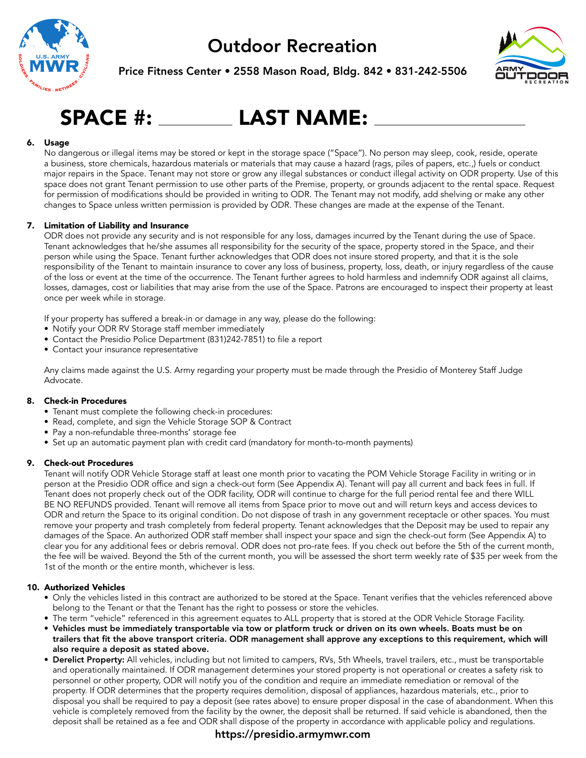# Outdoor Recreation

**Price Fitness Center • 2558 Mason Road, Bldg. 842 • 831-242-5506**

# SPACE #: ________ LAST NAME: ____________________

**6. Usage**

No dangerous or illegal items may be stored or kept in the storage space ("Space"). No person may sleep, cook, reside, operate a business, store chemicals, hazardous materials or materials that may cause a hazard (rags, piles of papers, etc.,) fuels or conduct major repairs in the Space. Tenant may not store or grow any illegal substances or conduct illegal activity on ODR property. Use of this space does not grant Tenant permission to use other parts of the Premise, property, or grounds adjacent to the rental space. Request for permission of modifications should be provided in writing to ODR. The Tenant may not modify, add shelving or make any other changes to Space unless written permission is provided by ODR. These changes are made at the expense of the Tenant.

**7. Limitation of Liability and Insurance**

ODR does not provide any security and is not responsible for any loss, damages incurred by the Tenant during the use of Space. Tenant acknowledges that he/she assumes all responsibility for the security of the space, property stored in the Space, and their person while using the Space. Tenant further acknowledges that ODR does not insure stored property, and that it is the sole responsibility of the Tenant to maintain insurance to cover any loss of business, property, loss, death, or injury regardless of the cause of the loss or event at the time of the occurrence. The Tenant further agrees to hold harmless and indemnify ODR against all claims, losses, damages, cost or liabilities that may arise from the use of the Space. Patrons are encouraged to inspect their property at least once per week while in storage.

If your property has suffered a break-in or damage in any way, please do the following:

- Notify your ODR RV Storage staff member immediately
- Contact the Presidio Police Department (831)242-7851) to file a report
- Contact your insurance representative

Any claims made against the U.S. Army regarding your property must be made through the Presidio of Monterey Staff Judge Advocate.

**8. Check-in Procedures**

- Tenant must complete the following check-in procedures:
- Read, complete, and sign the Vehicle Storage SOP & Contract
- Pay a non-refundable three-months' storage fee
- Set up an automatic payment plan with credit card (mandatory for month-to-month payments)

**9. Check-out Procedures**

Tenant will notify ODR Vehicle Storage staff at least one month prior to vacating the POM Vehicle Storage Facility in writing or in person at the Presidio ODR office and sign a check-out form (See Appendix A). Tenant will pay all current and back fees in full. If Tenant does not properly check out of the ODR facility, ODR will continue to charge for the full period rental fee and there WILL BE NO REFUNDS provided. Tenant will remove all items from Space prior to move out and will return keys and access devices to ODR and return the Space to its original condition. Do not dispose of trash in any government receptacle or other spaces. You must remove your property and trash completely from federal property. Tenant acknowledges that the Deposit may be used to repair any damages of the Space. An authorized ODR staff member shall inspect your space and sign the check-out form (See Appendix A) to clear you for any additional fees or debris removal. ODR does not pro-rate fees. If you check out before the 5th of the current month, the fee will be waived. Beyond the 5th of the current month, you will be assessed the short term weekly rate of $35 per week from the 1st of the month or the entire month, whichever is less.

**10. Authorized Vehicles**

- Only the vehicles listed in this contract are authorized to be stored at the Space. Tenant verifies that the vehicles referenced above belong to the Tenant or that the Tenant has the right to possess or store the vehicles.
- The term "vehicle" referenced in this agreement equates to ALL property that is stored at the ODR Vehicle Storage Facility.
- **Vehicles must be immediately transportable via tow or platform truck or driven on its own wheels. Boats must be on trailers that fit the above transport criteria. ODR management shall approve any exceptions to this requirement, which will also require a deposit as stated above.**
- **Derelict Property:** All vehicles, including but not limited to campers, RVs, 5th Wheels, travel trailers, etc., must be transportable and operationally maintained. If ODR management determines your stored property is not operational or creates a safety risk to personnel or other property, ODR will notify you of the condition and require an immediate remediation or removal of the property. If ODR determines that the property requires demolition, disposal of appliances, hazardous materials, etc., prior to disposal you shall be required to pay a deposit (see rates above) to ensure proper disposal in the case of abandonment. When this vehicle is completely removed from the facility by the owner, the deposit shall be returned. If said vehicle is abandoned, then the deposit shall be retained as a fee and ODR shall dispose of the property in accordance with applicable policy and regulations.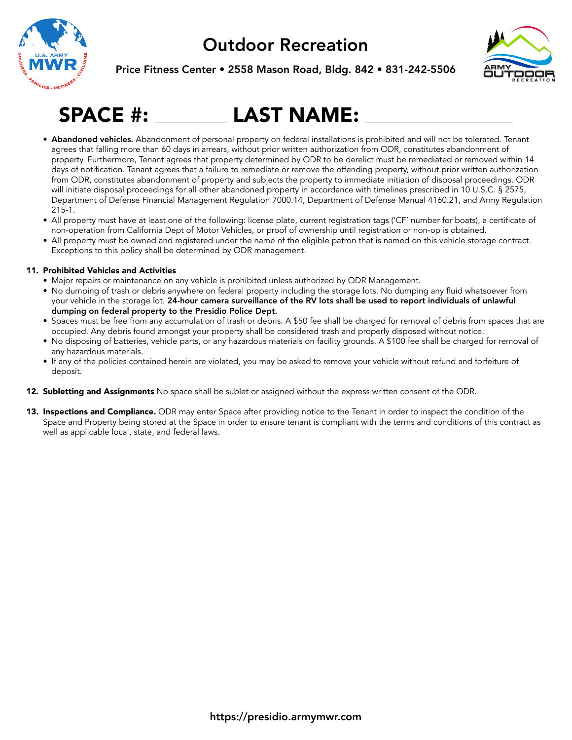# Outdoor Recreation

Price Fitness Center • 2558 Mason Road, Bldg. 842 • 831-242-5506

## SPACE #: ________ LAST NAME: ____________________

- **Abandoned vehicles.** Abandonment of personal property on federal installations is prohibited and will not be tolerated. Tenant agrees that falling more than 60 days in arrears, without prior written authorization from ODR, constitutes abandonment of property. Furthermore, Tenant agrees that property determined by ODR to be derelict must be remediated or removed within 14 days of notification. Tenant agrees that a failure to remediate or remove the offending property, without prior written authorization from ODR, constitutes abandonment of property and subjects the property to immediate initiation of disposal proceedings. ODR will initiate disposal proceedings for all other abandoned property in accordance with timelines prescribed in 10 U.S.C. § 2575, Department of Defense Financial Management Regulation 7000.14, Department of Defense Manual 4160.21, and Army Regulation 215-1.
- All property must have at least one of the following: license plate, current registration tags ('CF' number for boats), a certificate of non-operation from California Dept of Motor Vehicles, or proof of ownership until registration or non-op is obtained.
- All property must be owned and registered under the name of the eligible patron that is named on this vehicle storage contract. Exceptions to this policy shall be determined by ODR management.

11. **Prohibited Vehicles and Activities**
    - Major repairs or maintenance on any vehicle is prohibited unless authorized by ODR Management.
    - No dumping of trash or debris anywhere on federal property including the storage lots. No dumping any fluid whatsoever from your vehicle in the storage lot. **24-hour camera surveillance of the RV lots shall be used to report individuals of unlawful dumping on federal property to the Presidio Police Dept.**
    - Spaces must be free from any accumulation of trash or debris. A $50 fee shall be charged for removal of debris from spaces that are occupied. Any debris found amongst your property shall be considered trash and properly disposed without notice.
    - No disposing of batteries, vehicle parts, or any hazardous materials on facility grounds. A $100 fee shall be charged for removal of any hazardous materials.
    - If any of the policies contained herein are violated, you may be asked to remove your vehicle without refund and forfeiture of deposit.

12. **Subletting and Assignments** No space shall be sublet or assigned without the express written consent of the ODR.

13. **Inspections and Compliance.** ODR may enter Space after providing notice to the Tenant in order to inspect the condition of the Space and Property being stored at the Space in order to ensure tenant is compliant with the terms and conditions of this contract as well as applicable local, state, and federal laws.

https://presidio.armymwr.com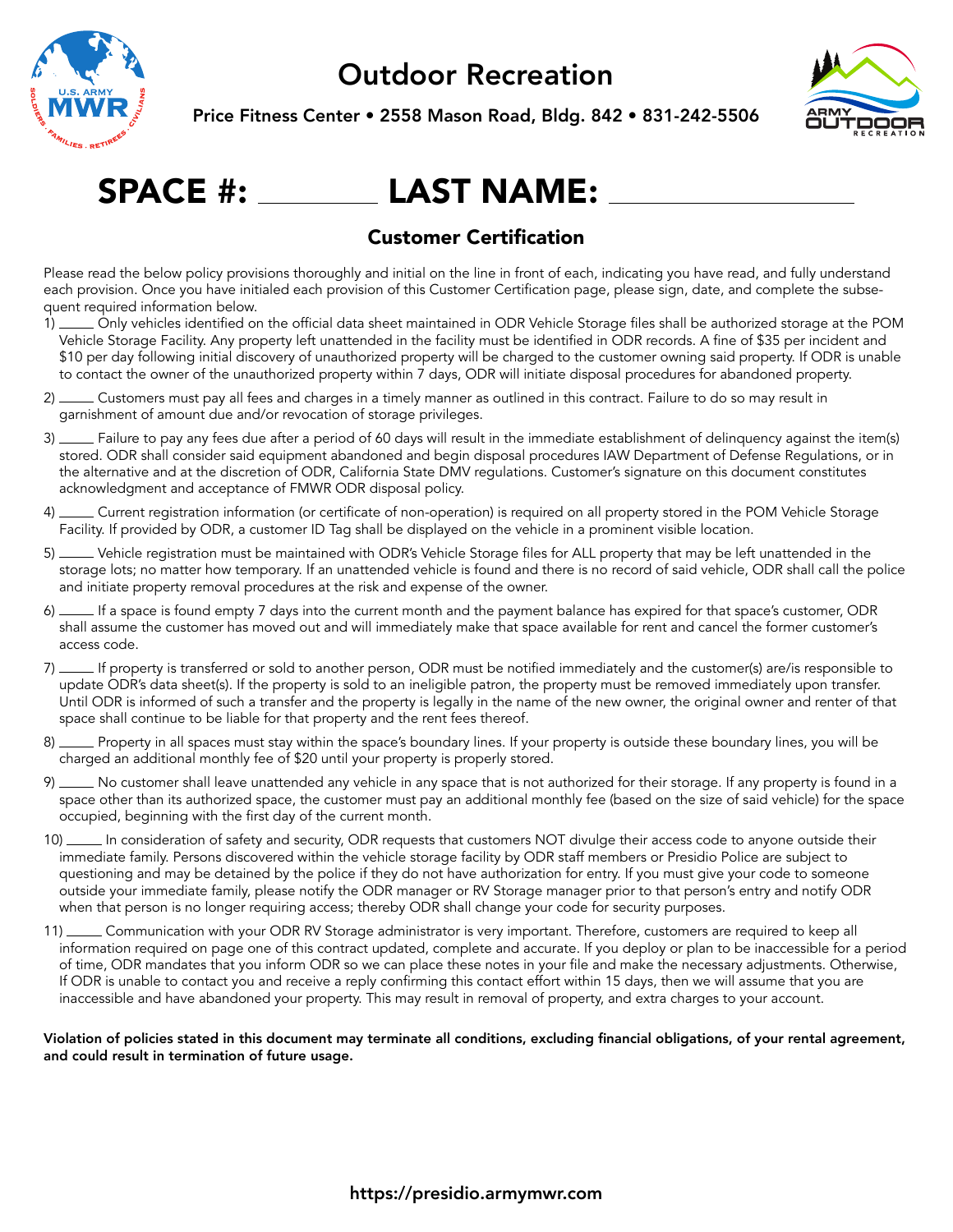# Outdoor Recreation

**Price Fitness Center • 2558 Mason Road, Bldg. 842 • 831-242-5506**

# SPACE #: ________ LAST NAME: ________________

## Customer Certification

Please read the below policy provisions thoroughly and initial on the line in front of each, indicating you have read, and fully understand each provision. Once you have initialed each provision of this Customer Certification page, please sign, date, and complete the subsequent required information below.

1) _____ Only vehicles identified on the official data sheet maintained in ODR Vehicle Storage files shall be authorized storage at the POM Vehicle Storage Facility. Any property left unattended in the facility must be identified in ODR records. A fine of $35 per incident and $10 per day following initial discovery of unauthorized property will be charged to the customer owning said property. If ODR is unable to contact the owner of the unauthorized property within 7 days, ODR will initiate disposal procedures for abandoned property.

2) _____ Customers must pay all fees and charges in a timely manner as outlined in this contract. Failure to do so may result in garnishment of amount due and/or revocation of storage privileges.

3) _____ Failure to pay any fees due after a period of 60 days will result in the immediate establishment of delinquency against the item(s) stored. ODR shall consider said equipment abandoned and begin disposal procedures IAW Department of Defense Regulations, or in the alternative and at the discretion of ODR, California State DMV regulations. Customer's signature on this document constitutes acknowledgment and acceptance of FMWR ODR disposal policy.

4) _____ Current registration information (or certificate of non-operation) is required on all property stored in the POM Vehicle Storage Facility. If provided by ODR, a customer ID Tag shall be displayed on the vehicle in a prominent visible location.

5) _____ Vehicle registration must be maintained with ODR's Vehicle Storage files for ALL property that may be left unattended in the storage lots; no matter how temporary. If an unattended vehicle is found and there is no record of said vehicle, ODR shall call the police and initiate property removal procedures at the risk and expense of the owner.

6) _____ If a space is found empty 7 days into the current month and the payment balance has expired for that space's customer, ODR shall assume the customer has moved out and will immediately make that space available for rent and cancel the former customer's access code.

7) _____ If property is transferred or sold to another person, ODR must be notified immediately and the customer(s) are/is responsible to update ODR's data sheet(s). If the property is sold to an ineligible patron, the property must be removed immediately upon transfer. Until ODR is informed of such a transfer and the property is legally in the name of the new owner, the original owner and renter of that space shall continue to be liable for that property and the rent fees thereof.

8) _____ Property in all spaces must stay within the space's boundary lines. If your property is outside these boundary lines, you will be charged an additional monthly fee of $20 until your property is properly stored.

9) _____ No customer shall leave unattended any vehicle in any space that is not authorized for their storage. If any property is found in a space other than its authorized space, the customer must pay an additional monthly fee (based on the size of said vehicle) for the space occupied, beginning with the first day of the current month.

10) _____ In consideration of safety and security, ODR requests that customers NOT divulge their access code to anyone outside their immediate family. Persons discovered within the vehicle storage facility by ODR staff members or Presidio Police are subject to questioning and may be detained by the police if they do not have authorization for entry. If you must give your code to someone outside your immediate family, please notify the ODR manager or RV Storage manager prior to that person's entry and notify ODR when that person is no longer requiring access; thereby ODR shall change your code for security purposes.

11) _____ Communication with your ODR RV Storage administrator is very important. Therefore, customers are required to keep all information required on page one of this contract updated, complete and accurate. If you deploy or plan to be inaccessible for a period of time, ODR mandates that you inform ODR so we can place these notes in your file and make the necessary adjustments. Otherwise, If ODR is unable to contact you and receive a reply confirming this contact effort within 15 days, then we will assume that you are inaccessible and have abandoned your property. This may result in removal of property, and extra charges to your account.

**Violation of policies stated in this document may terminate all conditions, excluding financial obligations, of your rental agreement, and could result in termination of future usage.**

**https://presidio.armymwr.com**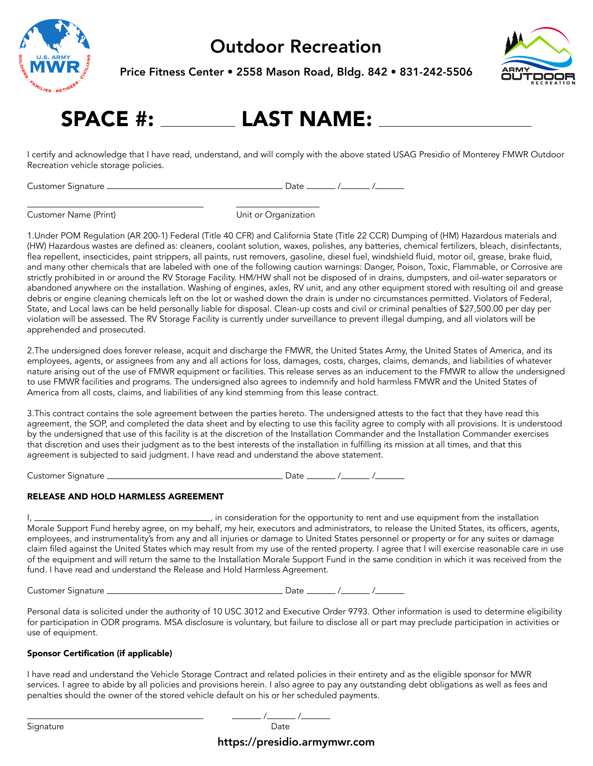# Outdoor Recreation

**Price Fitness Center • 2558 Mason Road, Bldg. 842 • 831-242-5506**

# SPACE #: ________ LAST NAME: ____________________

I certify and acknowledge that I have read, understand, and will comply with the above stated USAG Presidio of Monterey FMWR Outdoor Recreation vehicle storage policies.

Customer Signature ______________________________ Date ______ /______ /______

______________________________ ______________

Customer Name (Print) Unit or Organization

1.Under POM Regulation (AR 200-1) Federal (Title 40 CFR) and California State (Title 22 CCR) Dumping of (HM) Hazardous materials and (HW) Hazardous wastes are defined as: cleaners, coolant solution, waxes, polishes, any batteries, chemical fertilizers, bleach, disinfectants, flea repellent, insecticides, paint strippers, all paints, rust removers, gasoline, diesel fuel, windshield fluid, motor oil, grease, brake fluid, and many other chemicals that are labeled with one of the following caution warnings: Danger, Poison, Toxic, Flammable, or Corrosive are strictly prohibited in or around the RV Storage Facility. HM/HW shall not be disposed of in drains, dumpsters, and oil-water separators or abandoned anywhere on the installation. Washing of engines, axles, RV unit, and any other equipment stored with resulting oil and grease debris or engine cleaning chemicals left on the lot or washed down the drain is under no circumstances permitted. Violators of Federal, State, and Local laws can be held personally liable for disposal. Clean-up costs and civil or criminal penalties of $27,500.00 per day per violation will be assessed. The RV Storage Facility is currently under surveillance to prevent illegal dumping, and all violators will be apprehended and prosecuted.

2.The undersigned does forever release, acquit and discharge the FMWR, the United States Army, the United States of America, and its employees, agents, or assignees from any and all actions for loss, damages, costs, charges, claims, demands, and liabilities of whatever nature arising out of the use of FMWR equipment or facilities. This release serves as an inducement to the FMWR to allow the undersigned to use FMWR facilities and programs. The undersigned also agrees to indemnify and hold harmless FMWR and the United States of America from all costs, claims, and liabilities of any kind stemming from this lease contract.

3.This contract contains the sole agreement between the parties hereto. The undersigned attests to the fact that they have read this agreement, the SOP, and completed the data sheet and by electing to use this facility agree to comply with all provisions. It is understood by the undersigned that use of this facility is at the discretion of the Installation Commander and the Installation Commander exercises that discretion and uses their judgment as to the best interests of the installation in fulfilling its mission at all times, and that this agreement is subjected to said judgment. I have read and understand the above statement.

Customer Signature ______________________________ Date ______ /______ /______

**RELEASE AND HOLD HARMLESS AGREEMENT**

I, ______________________________, in consideration for the opportunity to rent and use equipment from the installation Morale Support Fund hereby agree, on my behalf, my heir, executors and administrators, to release the United States, its officers, agents, employees, and instrumentality's from any and all injuries or damage to United States personnel or property or for any suites or damage claim filed against the United States which may result from my use of the rented property. I agree that I will exercise reasonable care in use of the equipment and will return the same to the Installation Morale Support Fund in the same condition in which it was received from the fund. I have read and understand the Release and Hold Harmless Agreement.

Customer Signature ______________________________ Date ______ /______ /______

Personal data is solicited under the authority of 10 USC 3012 and Executive Order 9793. Other information is used to determine eligibility for participation in ODR programs. MSA disclosure is voluntary, but failure to disclose all or part may preclude participation in activities or use of equipment.

**Sponsor Certification (if applicable)**

I have read and understand the Vehicle Storage Contract and related policies in their entirety and as the eligible sponsor for MWR services. I agree to abide by all policies and provisions herein. I also agree to pay any outstanding debt obligations as well as fees and penalties should the owner of the stored vehicle default on his or her scheduled payments.

______________________________ ______ /______ /______

Signature Date

**https://presidio.armymwr.com**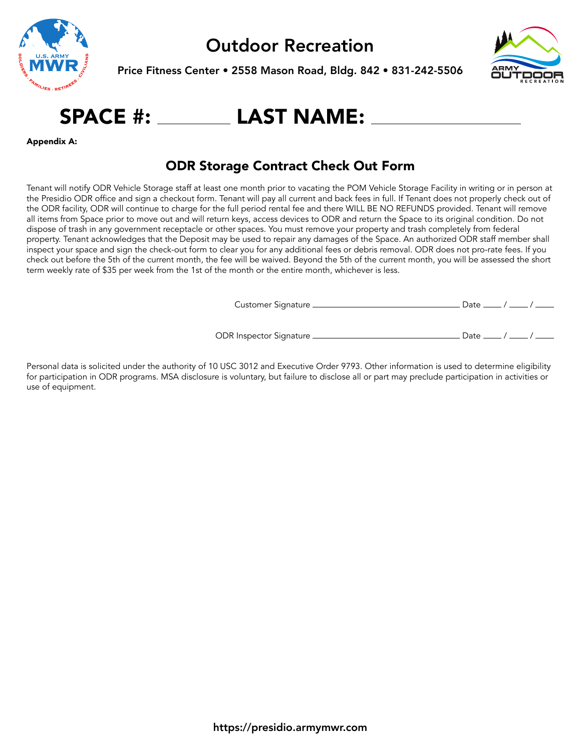# Outdoor Recreation

**Price Fitness Center • 2558 Mason Road, Bldg. 842 • 831-242-5506**

# SPACE #: ________ LAST NAME: ____________________

**Appendix A:**

## ODR Storage Contract Check Out Form

Tenant will notify ODR Vehicle Storage staff at least one month prior to vacating the POM Vehicle Storage Facility in writing or in person at the Presidio ODR office and sign a checkout form. Tenant will pay all current and back fees in full. If Tenant does not properly check out of the ODR facility, ODR will continue to charge for the full period rental fee and there WILL BE NO REFUNDS provided. Tenant will remove all items from Space prior to move out and will return keys, access devices to ODR and return the Space to its original condition. Do not dispose of trash in any government receptacle or other spaces. You must remove your property and trash completely from federal property. Tenant acknowledges that the Deposit may be used to repair any damages of the Space. An authorized ODR staff member shall inspect your space and sign the check-out form to clear you for any additional fees or debris removal. ODR does not pro-rate fees. If you check out before the 5th of the current month, the fee will be waived. Beyond the 5th of the current month, you will be assessed the short term weekly rate of $35 per week from the 1st of the month or the entire month, whichever is less.

Customer Signature ________________________________ Date ____ / ____ / ____

ODR Inspector Signature ________________________________ Date ____ / ____ / ____

Personal data is solicited under the authority of 10 USC 3012 and Executive Order 9793. Other information is used to determine eligibility for participation in ODR programs. MSA disclosure is voluntary, but failure to disclose all or part may preclude participation in activities or use of equipment.

**https://presidio.armymwr.com**